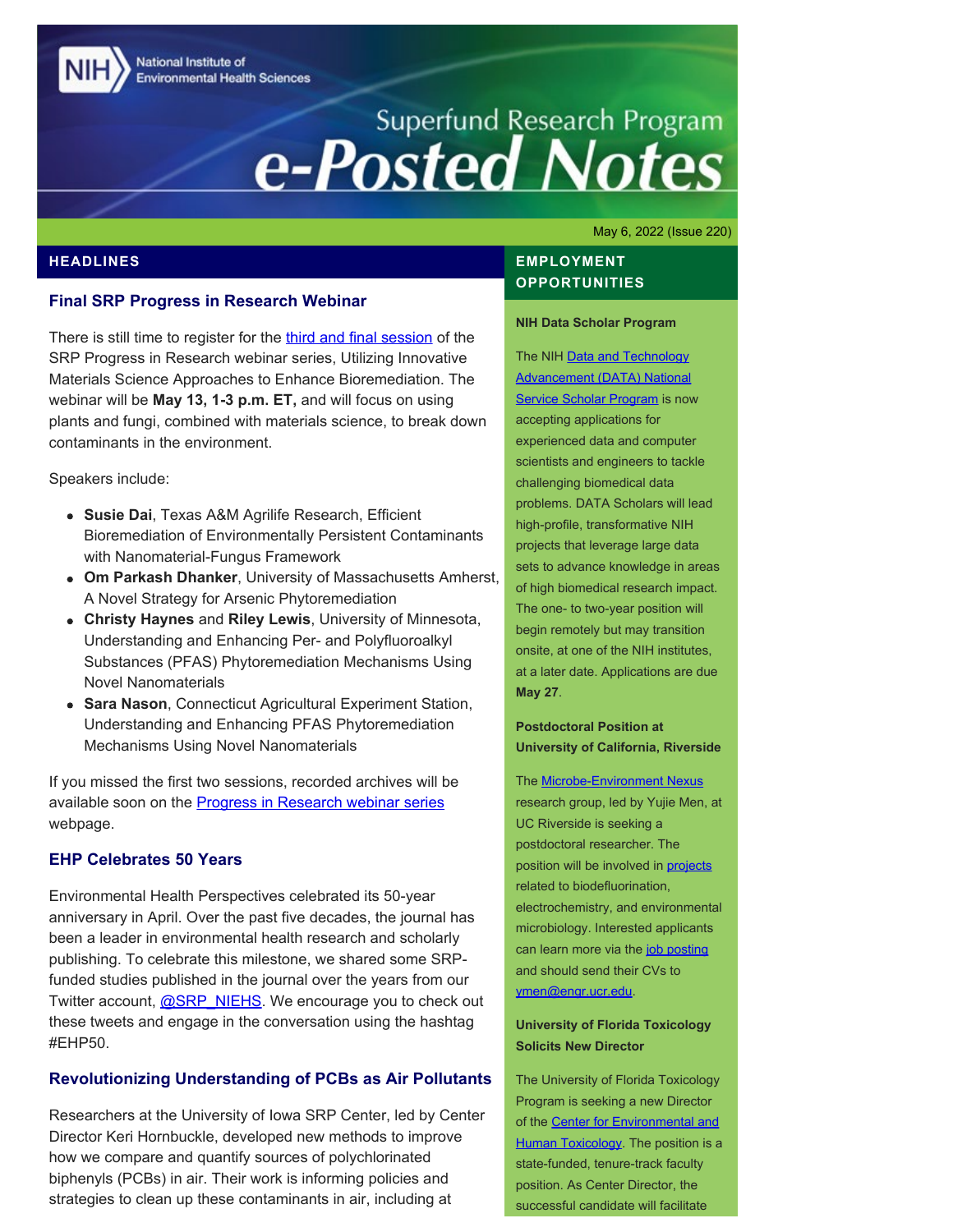# Superfund Research Program e-Posted Notes

National Institute of Environmental Health Sciences

May 6, 2022 (Issue 220)

## HEADLINES

### Final SRP Progress in Research Webinar

There is still time to register for the third and final session of the SRP Progress in Research webinar series, Utilizing Innovative Materials Science Approaches to Enhance Bioremediation. The webinar will be **May 13, 1-3 p.m. ET,** and will focus on using plants and fungi, combined with materials science, to break down contaminants in the environment.

Speakers include:

- **Susie Dai**, Texas A&M Agrilife Research, Efficient Bioremediation of Environmentally Persistent Contaminants with Nanomaterial-Fungus Framework
- **Om Parkash Dhanker**, University of Massachusetts Amherst, A Novel Strategy for Arsenic Phytoremediation
- **Christy Haynes** and **Riley Lewis**, University of Minnesota, Understanding and Enhancing Per- and Polyfluoroalkyl Substances (PFAS) Phytoremediation Mechanisms Using Novel Nanomaterials
- **Sara Nason**, Connecticut Agricultural Experiment Station, Understanding and Enhancing PFAS Phytoremediation Mechanisms Using Novel Nanomaterials

If you missed the first two sessions, recorded archives will be available soon on the Progress in Research webinar series webpage.

### EHP Celebrates 50 Years

Environmental Health Perspectives celebrated its 50-year anniversary in April. Over the past five decades, the journal has been a leader in environmental health research and scholarly publishing. To celebrate this milestone, we shared some SRP-funded studies published in the journal over the years from our Twitter account, @SRP_NIEHS. We encourage you to check out these tweets and engage in the conversation using the hashtag #EHP50.

### Revolutionizing Understanding of PCBs as Air Pollutants

Researchers at the University of Iowa SRP Center, led by Center Director Keri Hornbuckle, developed new methods to improve how we compare and quantify sources of polychlorinated biphenyls (PCBs) in air. Their work is informing policies and strategies to clean up these contaminants in air, including at

## EMPLOYMENT OPPORTUNITIES

**NIH Data Scholar Program**

The NIH Data and Technology Advancement (DATA) National Service Scholar Program is now accepting applications for experienced data and computer scientists and engineers to tackle challenging biomedical data problems. DATA Scholars will lead high-profile, transformative NIH projects that leverage large data sets to advance knowledge in areas of high biomedical research impact. The one- to two-year position will begin remotely but may transition onsite, at one of the NIH institutes, at a later date. Applications are due **May 27**.

**Postdoctoral Position at University of California, Riverside**

The Microbe-Environment Nexus research group, led by Yujie Men, at UC Riverside is seeking a postdoctoral researcher. The position will be involved in projects related to biodefluorination, electrochemistry, and environmental microbiology. Interested applicants can learn more via the job posting and should send their CVs to ymen@engr.ucr.edu.

**University of Florida Toxicology Solicits New Director**

The University of Florida Toxicology Program is seeking a new Director of the Center for Environmental and Human Toxicology. The position is a state-funded, tenure-track faculty position. As Center Director, the successful candidate will facilitate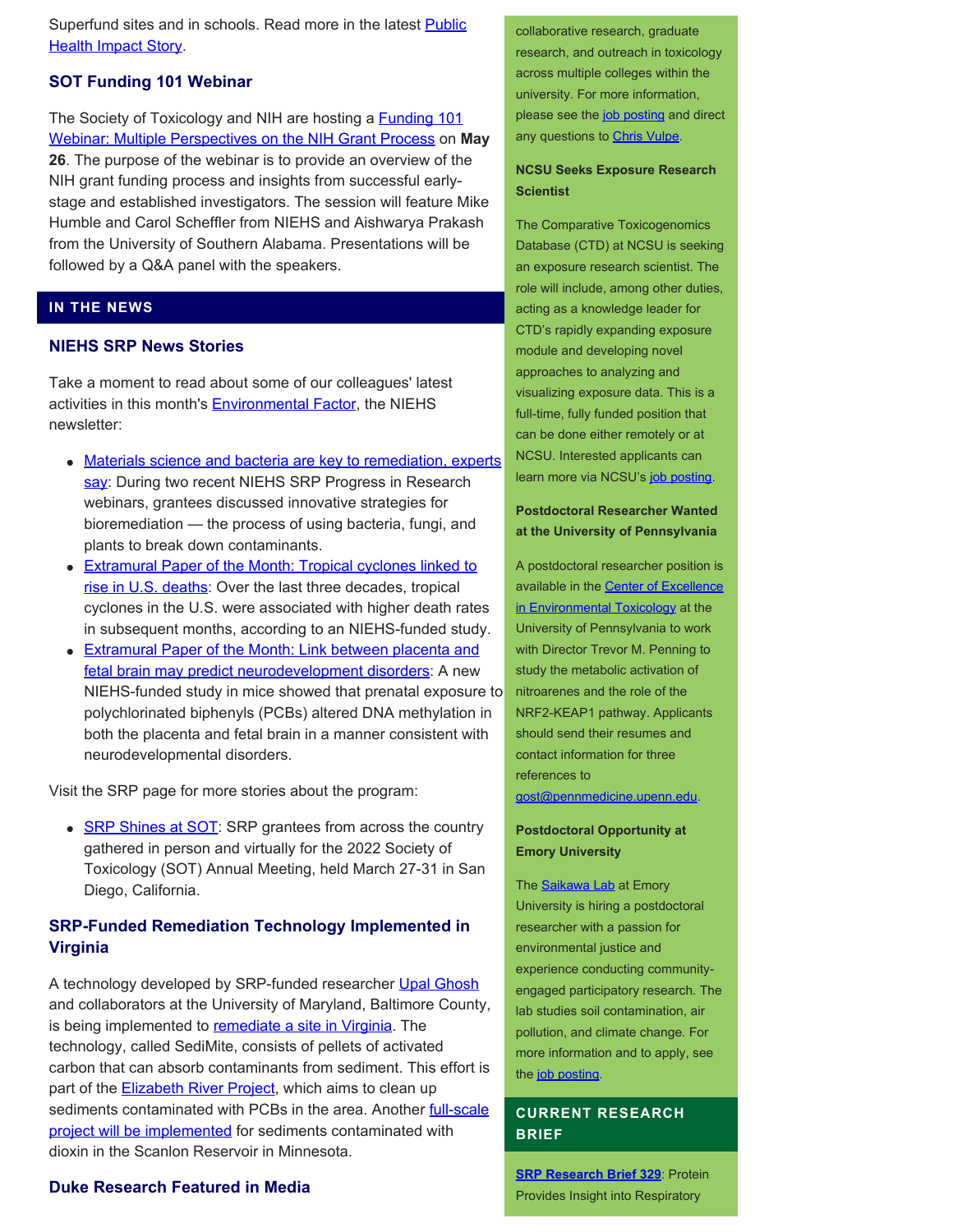Superfund sites and in schools. Read more in the latest Public Health Impact Story.

### SOT Funding 101 Webinar

The Society of Toxicology and NIH are hosting a Funding 101 Webinar: Multiple Perspectives on the NIH Grant Process on **May 26**. The purpose of the webinar is to provide an overview of the NIH grant funding process and insights from successful early-stage and established investigators. The session will feature Mike Humble and Carol Scheffler from NIEHS and Aishwarya Prakash from the University of Southern Alabama. Presentations will be followed by a Q&A panel with the speakers.

## IN THE NEWS

### NIEHS SRP News Stories

Take a moment to read about some of our colleagues' latest activities in this month's Environmental Factor, the NIEHS newsletter:

- Materials science and bacteria are key to remediation, experts say: During two recent NIEHS SRP Progress in Research webinars, grantees discussed innovative strategies for bioremediation — the process of using bacteria, fungi, and plants to break down contaminants.
- Extramural Paper of the Month: Tropical cyclones linked to rise in U.S. deaths: Over the last three decades, tropical cyclones in the U.S. were associated with higher death rates in subsequent months, according to an NIEHS-funded study.
- Extramural Paper of the Month: Link between placenta and fetal brain may predict neurodevelopment disorders: A new NIEHS-funded study in mice showed that prenatal exposure to polychlorinated biphenyls (PCBs) altered DNA methylation in both the placenta and fetal brain in a manner consistent with neurodevelopmental disorders.

Visit the SRP page for more stories about the program:

- SRP Shines at SOT: SRP grantees from across the country gathered in person and virtually for the 2022 Society of Toxicology (SOT) Annual Meeting, held March 27-31 in San Diego, California.

### SRP-Funded Remediation Technology Implemented in Virginia

A technology developed by SRP-funded researcher Upal Ghosh and collaborators at the University of Maryland, Baltimore County, is being implemented to remediate a site in Virginia. The technology, called SediMite, consists of pellets of activated carbon that can absorb contaminants from sediment. This effort is part of the Elizabeth River Project, which aims to clean up sediments contaminated with PCBs in the area. Another full-scale project will be implemented for sediments contaminated with dioxin in the Scanlon Reservoir in Minnesota.

### Duke Research Featured in Media

collaborative research, graduate research, and outreach in toxicology across multiple colleges within the university. For more information, please see the job posting and direct any questions to Chris Vulpe.

**NCSU Seeks Exposure Research Scientist**

The Comparative Toxicogenomics Database (CTD) at NCSU is seeking an exposure research scientist. The role will include, among other duties, acting as a knowledge leader for CTD's rapidly expanding exposure module and developing novel approaches to analyzing and visualizing exposure data. This is a full-time, fully funded position that can be done either remotely or at NCSU. Interested applicants can learn more via NCSU's job posting.

**Postdoctoral Researcher Wanted at the University of Pennsylvania**

A postdoctoral researcher position is available in the Center of Excellence in Environmental Toxicology at the University of Pennsylvania to work with Director Trevor M. Penning to study the metabolic activation of nitroarenes and the role of the NRF2-KEAP1 pathway. Applicants should send their resumes and contact information for three references to gost@pennmedicine.upenn.edu.

**Postdoctoral Opportunity at Emory University**

The Saikawa Lab at Emory University is hiring a postdoctoral researcher with a passion for environmental justice and experience conducting community-engaged participatory research. The lab studies soil contamination, air pollution, and climate change. For more information and to apply, see the job posting.

## CURRENT RESEARCH BRIEF

**SRP Research Brief 329**: Protein Provides Insight into Respiratory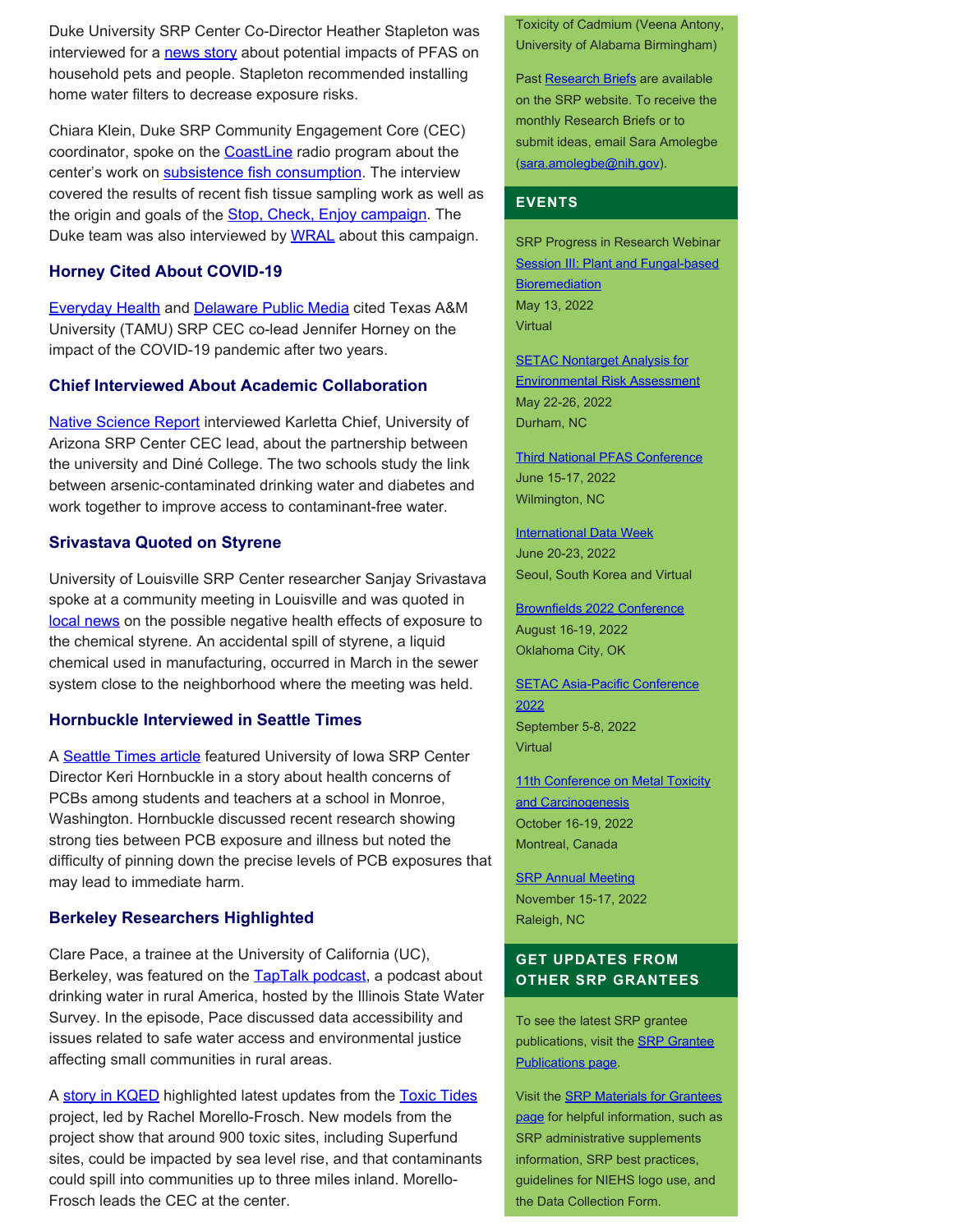Duke University SRP Center Co-Director Heather Stapleton was interviewed for a news story about potential impacts of PFAS on household pets and people. Stapleton recommended installing home water filters to decrease exposure risks.

Chiara Klein, Duke SRP Community Engagement Core (CEC) coordinator, spoke on the CoastLine radio program about the center's work on subsistence fish consumption. The interview covered the results of recent fish tissue sampling work as well as the origin and goals of the Stop, Check, Enjoy campaign. The Duke team was also interviewed by WRAL about this campaign.

### Horney Cited About COVID-19

Everyday Health and Delaware Public Media cited Texas A&M University (TAMU) SRP CEC co-lead Jennifer Horney on the impact of the COVID-19 pandemic after two years.

### Chief Interviewed About Academic Collaboration

Native Science Report interviewed Karletta Chief, University of Arizona SRP Center CEC lead, about the partnership between the university and Diné College. The two schools study the link between arsenic-contaminated drinking water and diabetes and work together to improve access to contaminant-free water.

### Srivastava Quoted on Styrene

University of Louisville SRP Center researcher Sanjay Srivastava spoke at a community meeting in Louisville and was quoted in local news on the possible negative health effects of exposure to the chemical styrene. An accidental spill of styrene, a liquid chemical used in manufacturing, occurred in March in the sewer system close to the neighborhood where the meeting was held.

### Hornbuckle Interviewed in Seattle Times

A Seattle Times article featured University of Iowa SRP Center Director Keri Hornbuckle in a story about health concerns of PCBs among students and teachers at a school in Monroe, Washington. Hornbuckle discussed recent research showing strong ties between PCB exposure and illness but noted the difficulty of pinning down the precise levels of PCB exposures that may lead to immediate harm.

### Berkeley Researchers Highlighted

Clare Pace, a trainee at the University of California (UC), Berkeley, was featured on the TapTalk podcast, a podcast about drinking water in rural America, hosted by the Illinois State Water Survey. In the episode, Pace discussed data accessibility and issues related to safe water access and environmental justice affecting small communities in rural areas.

A story in KQED highlighted latest updates from the Toxic Tides project, led by Rachel Morello-Frosch. New models from the project show that around 900 toxic sites, including Superfund sites, could be impacted by sea level rise, and that contaminants could spill into communities up to three miles inland. Morello-Frosch leads the CEC at the center.

Toxicity of Cadmium (Veena Antony, University of Alabama Birmingham)

Past Research Briefs are available on the SRP website. To receive the monthly Research Briefs or to submit ideas, email Sara Amolegbe (sara.amolegbe@nih.gov).

## EVENTS

SRP Progress in Research Webinar
Session III: Plant and Fungal-based Bioremediation
May 13, 2022
Virtual

SETAC Nontarget Analysis for Environmental Risk Assessment
May 22-26, 2022
Durham, NC

Third National PFAS Conference
June 15-17, 2022
Wilmington, NC

International Data Week
June 20-23, 2022
Seoul, South Korea and Virtual

Brownfields 2022 Conference
August 16-19, 2022
Oklahoma City, OK

SETAC Asia-Pacific Conference 2022
September 5-8, 2022
Virtual

11th Conference on Metal Toxicity and Carcinogenesis
October 16-19, 2022
Montreal, Canada

SRP Annual Meeting
November 15-17, 2022
Raleigh, NC

## GET UPDATES FROM OTHER SRP GRANTEES

To see the latest SRP grantee publications, visit the SRP Grantee Publications page.

Visit the SRP Materials for Grantees page for helpful information, such as SRP administrative supplements information, SRP best practices, guidelines for NIEHS logo use, and the Data Collection Form.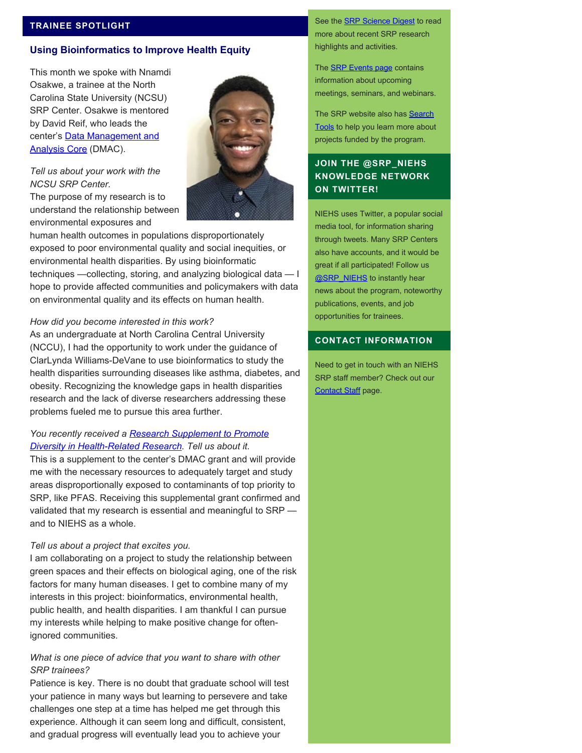## TRAINEE SPOTLIGHT

### Using Bioinformatics to Improve Health Equity

This month we spoke with Nnamdi Osakwe, a trainee at the North Carolina State University (NCSU) SRP Center. Osakwe is mentored by David Reif, who leads the center's Data Management and Analysis Core (DMAC).

*Tell us about your work with the NCSU SRP Center.*
The purpose of my research is to understand the relationship between environmental exposures and human health outcomes in populations disproportionately exposed to poor environmental quality and social inequities, or environmental health disparities. By using bioinformatic techniques —collecting, storing, and analyzing biological data — I hope to provide affected communities and policymakers with data on environmental quality and its effects on human health.

*How did you become interested in this work?*
As an undergraduate at North Carolina Central University (NCCU), I had the opportunity to work under the guidance of ClarLynda Williams-DeVane to use bioinformatics to study the health disparities surrounding diseases like asthma, diabetes, and obesity. Recognizing the knowledge gaps in health disparities research and the lack of diverse researchers addressing these problems fueled me to pursue this area further.

*You recently received a Research Supplement to Promote Diversity in Health-Related Research. Tell us about it.*
This is a supplement to the center's DMAC grant and will provide me with the necessary resources to adequately target and study areas disproportionally exposed to contaminants of top priority to SRP, like PFAS. Receiving this supplemental grant confirmed and validated that my research is essential and meaningful to SRP — and to NIEHS as a whole.

*Tell us about a project that excites you.*
I am collaborating on a project to study the relationship between green spaces and their effects on biological aging, one of the risk factors for many human diseases. I get to combine many of my interests in this project: bioinformatics, environmental health, public health, and health disparities. I am thankful I can pursue my interests while helping to make positive change for often-ignored communities.

*What is one piece of advice that you want to share with other SRP trainees?*
Patience is key. There is no doubt that graduate school will test your patience in many ways but learning to persevere and take challenges one step at a time has helped me get through this experience. Although it can seem long and difficult, consistent, and gradual progress will eventually lead you to achieve your

---

See the SRP Science Digest to read more about recent SRP research highlights and activities.

The SRP Events page contains information about upcoming meetings, seminars, and webinars.

The SRP website also has Search Tools to help you learn more about projects funded by the program.

## JOIN THE @SRP_NIEHS KNOWLEDGE NETWORK ON TWITTER!

NIEHS uses Twitter, a popular social media tool, for information sharing through tweets. Many SRP Centers also have accounts, and it would be great if all participated! Follow us @SRP_NIEHS to instantly hear news about the program, noteworthy publications, events, and job opportunities for trainees.

## CONTACT INFORMATION

Need to get in touch with an NIEHS SRP staff member? Check out our Contact Staff page.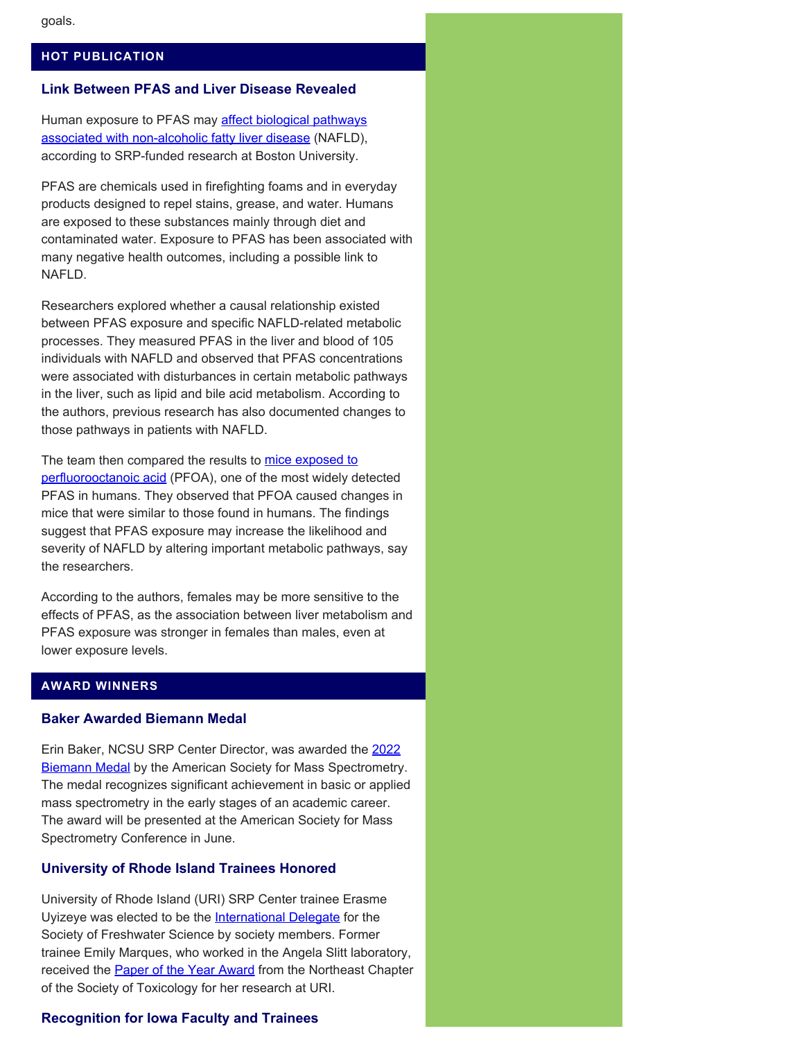goals.

## HOT PUBLICATION

### Link Between PFAS and Liver Disease Revealed

Human exposure to PFAS may affect biological pathways associated with non-alcoholic fatty liver disease (NAFLD), according to SRP-funded research at Boston University.

PFAS are chemicals used in firefighting foams and in everyday products designed to repel stains, grease, and water. Humans are exposed to these substances mainly through diet and contaminated water. Exposure to PFAS has been associated with many negative health outcomes, including a possible link to NAFLD.

Researchers explored whether a causal relationship existed between PFAS exposure and specific NAFLD-related metabolic processes. They measured PFAS in the liver and blood of 105 individuals with NAFLD and observed that PFAS concentrations were associated with disturbances in certain metabolic pathways in the liver, such as lipid and bile acid metabolism. According to the authors, previous research has also documented changes to those pathways in patients with NAFLD.

The team then compared the results to mice exposed to perfluorooctanoic acid (PFOA), one of the most widely detected PFAS in humans. They observed that PFOA caused changes in mice that were similar to those found in humans. The findings suggest that PFAS exposure may increase the likelihood and severity of NAFLD by altering important metabolic pathways, say the researchers.

According to the authors, females may be more sensitive to the effects of PFAS, as the association between liver metabolism and PFAS exposure was stronger in females than males, even at lower exposure levels.

## AWARD WINNERS

### Baker Awarded Biemann Medal

Erin Baker, NCSU SRP Center Director, was awarded the 2022 Biemann Medal by the American Society for Mass Spectrometry. The medal recognizes significant achievement in basic or applied mass spectrometry in the early stages of an academic career. The award will be presented at the American Society for Mass Spectrometry Conference in June.

### University of Rhode Island Trainees Honored

University of Rhode Island (URI) SRP Center trainee Erasme Uyizeye was elected to be the International Delegate for the Society of Freshwater Science by society members. Former trainee Emily Marques, who worked in the Angela Slitt laboratory, received the Paper of the Year Award from the Northeast Chapter of the Society of Toxicology for her research at URI.

### Recognition for Iowa Faculty and Trainees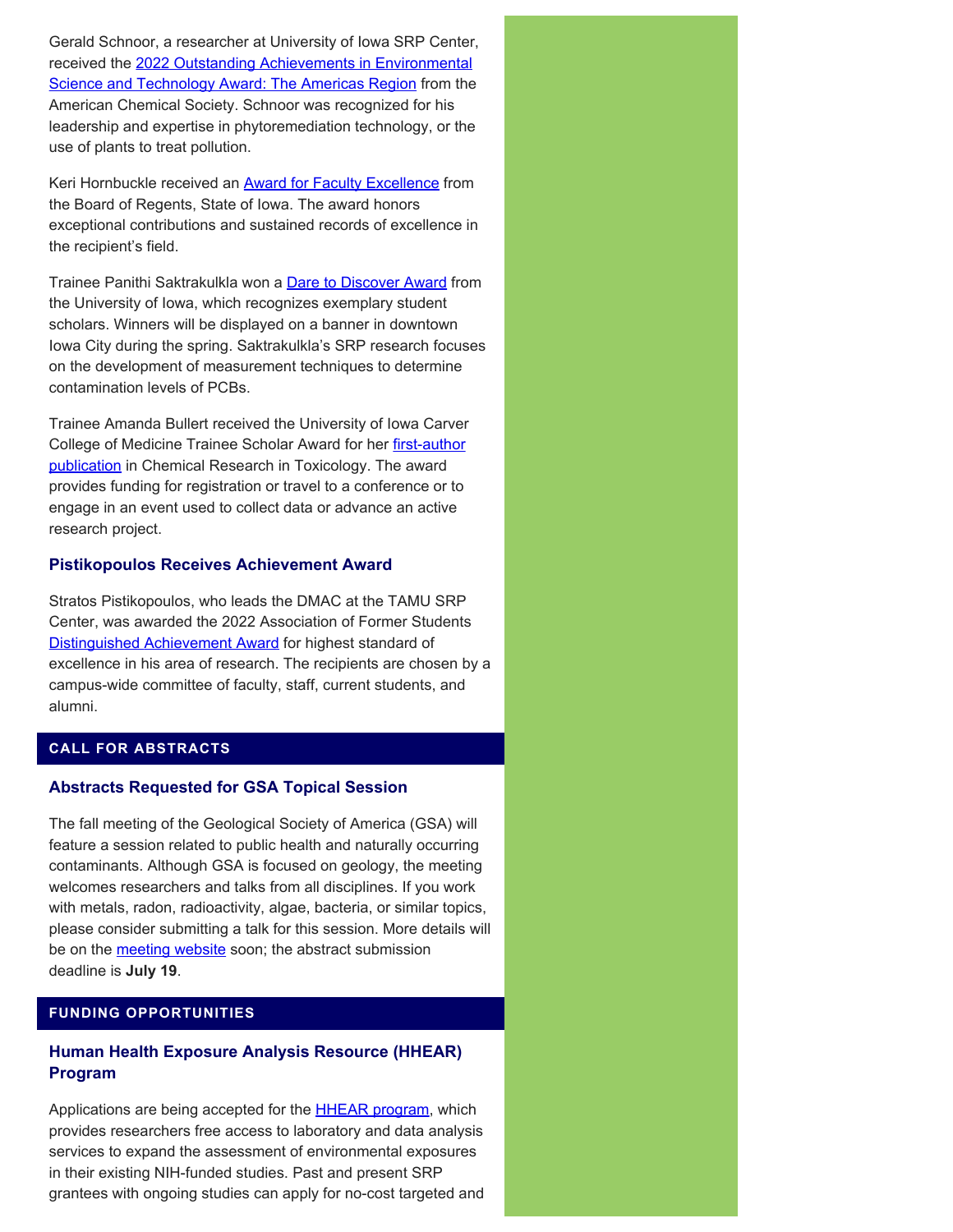Gerald Schnoor, a researcher at University of Iowa SRP Center, received the 2022 Outstanding Achievements in Environmental Science and Technology Award: The Americas Region from the American Chemical Society. Schnoor was recognized for his leadership and expertise in phytoremediation technology, or the use of plants to treat pollution.

Keri Hornbuckle received an Award for Faculty Excellence from the Board of Regents, State of Iowa. The award honors exceptional contributions and sustained records of excellence in the recipient's field.

Trainee Panithi Saktrakulkla won a Dare to Discover Award from the University of Iowa, which recognizes exemplary student scholars. Winners will be displayed on a banner in downtown Iowa City during the spring. Saktrakulkla's SRP research focuses on the development of measurement techniques to determine contamination levels of PCBs.

Trainee Amanda Bullert received the University of Iowa Carver College of Medicine Trainee Scholar Award for her first-author publication in Chemical Research in Toxicology. The award provides funding for registration or travel to a conference or to engage in an event used to collect data or advance an active research project.

### Pistikopoulos Receives Achievement Award

Stratos Pistikopoulos, who leads the DMAC at the TAMU SRP Center, was awarded the 2022 Association of Former Students Distinguished Achievement Award for highest standard of excellence in his area of research. The recipients are chosen by a campus-wide committee of faculty, staff, current students, and alumni.

## CALL FOR ABSTRACTS

### Abstracts Requested for GSA Topical Session

The fall meeting of the Geological Society of America (GSA) will feature a session related to public health and naturally occurring contaminants. Although GSA is focused on geology, the meeting welcomes researchers and talks from all disciplines. If you work with metals, radon, radioactivity, algae, bacteria, or similar topics, please consider submitting a talk for this session. More details will be on the meeting website soon; the abstract submission deadline is **July 19**.

## FUNDING OPPORTUNITIES

### Human Health Exposure Analysis Resource (HHEAR) Program

Applications are being accepted for the HHEAR program, which provides researchers free access to laboratory and data analysis services to expand the assessment of environmental exposures in their existing NIH-funded studies. Past and present SRP grantees with ongoing studies can apply for no-cost targeted and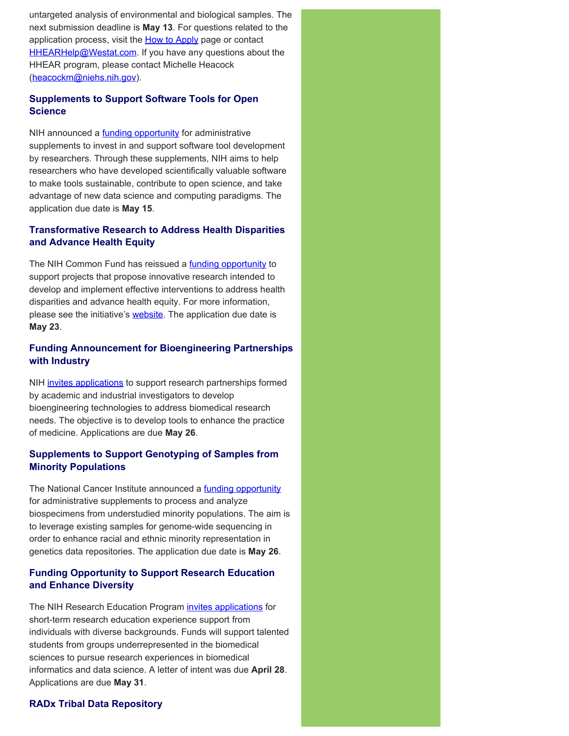untargeted analysis of environmental and biological samples. The next submission deadline is **May 13**. For questions related to the application process, visit the How to Apply page or contact HHEARHelp@Westat.com. If you have any questions about the HHEAR program, please contact Michelle Heacock (heacockm@niehs.nih.gov).

### Supplements to Support Software Tools for Open Science

NIH announced a funding opportunity for administrative supplements to invest in and support software tool development by researchers. Through these supplements, NIH aims to help researchers who have developed scientifically valuable software to make tools sustainable, contribute to open science, and take advantage of new data science and computing paradigms. The application due date is **May 15**.

### Transformative Research to Address Health Disparities and Advance Health Equity

The NIH Common Fund has reissued a funding opportunity to support projects that propose innovative research intended to develop and implement effective interventions to address health disparities and advance health equity. For more information, please see the initiative's website. The application due date is **May 23**.

### Funding Announcement for Bioengineering Partnerships with Industry

NIH invites applications to support research partnerships formed by academic and industrial investigators to develop bioengineering technologies to address biomedical research needs. The objective is to develop tools to enhance the practice of medicine. Applications are due **May 26**.

### Supplements to Support Genotyping of Samples from Minority Populations

The National Cancer Institute announced a funding opportunity for administrative supplements to process and analyze biospecimens from understudied minority populations. The aim is to leverage existing samples for genome-wide sequencing in order to enhance racial and ethnic minority representation in genetics data repositories. The application due date is **May 26**.

### Funding Opportunity to Support Research Education and Enhance Diversity

The NIH Research Education Program invites applications for short-term research education experience support from individuals with diverse backgrounds. Funds will support talented students from groups underrepresented in the biomedical sciences to pursue research experiences in biomedical informatics and data science. A letter of intent was due **April 28**. Applications are due **May 31**.

### RADx Tribal Data Repository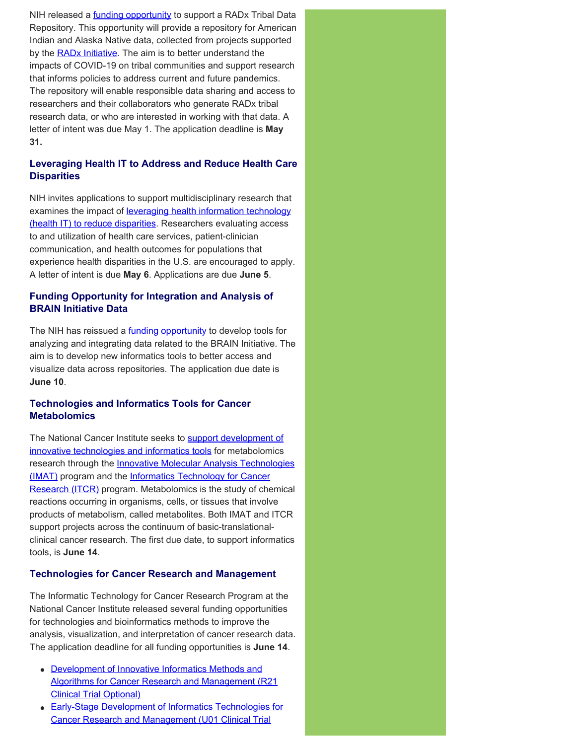NIH released a funding opportunity to support a RADx Tribal Data Repository. This opportunity will provide a repository for American Indian and Alaska Native data, collected from projects supported by the RADx Initiative. The aim is to better understand the impacts of COVID-19 on tribal communities and support research that informs policies to address current and future pandemics. The repository will enable responsible data sharing and access to researchers and their collaborators who generate RADx tribal research data, or who are interested in working with that data. A letter of intent was due May 1. The application deadline is **May 31.**

### Leveraging Health IT to Address and Reduce Health Care Disparities

NIH invites applications to support multidisciplinary research that examines the impact of leveraging health information technology (health IT) to reduce disparities. Researchers evaluating access to and utilization of health care services, patient-clinician communication, and health outcomes for populations that experience health disparities in the U.S. are encouraged to apply. A letter of intent is due **May 6**. Applications are due **June 5**.

### Funding Opportunity for Integration and Analysis of BRAIN Initiative Data

The NIH has reissued a funding opportunity to develop tools for analyzing and integrating data related to the BRAIN Initiative. The aim is to develop new informatics tools to better access and visualize data across repositories. The application due date is **June 10**.

### Technologies and Informatics Tools for Cancer Metabolomics

The National Cancer Institute seeks to support development of innovative technologies and informatics tools for metabolomics research through the Innovative Molecular Analysis Technologies (IMAT) program and the Informatics Technology for Cancer Research (ITCR) program. Metabolomics is the study of chemical reactions occurring in organisms, cells, or tissues that involve products of metabolism, called metabolites. Both IMAT and ITCR support projects across the continuum of basic-translational-clinical cancer research. The first due date, to support informatics tools, is **June 14**.

### Technologies for Cancer Research and Management

The Informatic Technology for Cancer Research Program at the National Cancer Institute released several funding opportunities for technologies and bioinformatics methods to improve the analysis, visualization, and interpretation of cancer research data. The application deadline for all funding opportunities is **June 14**.

- Development of Innovative Informatics Methods and Algorithms for Cancer Research and Management (R21 Clinical Trial Optional)
- Early-Stage Development of Informatics Technologies for Cancer Research and Management (U01 Clinical Trial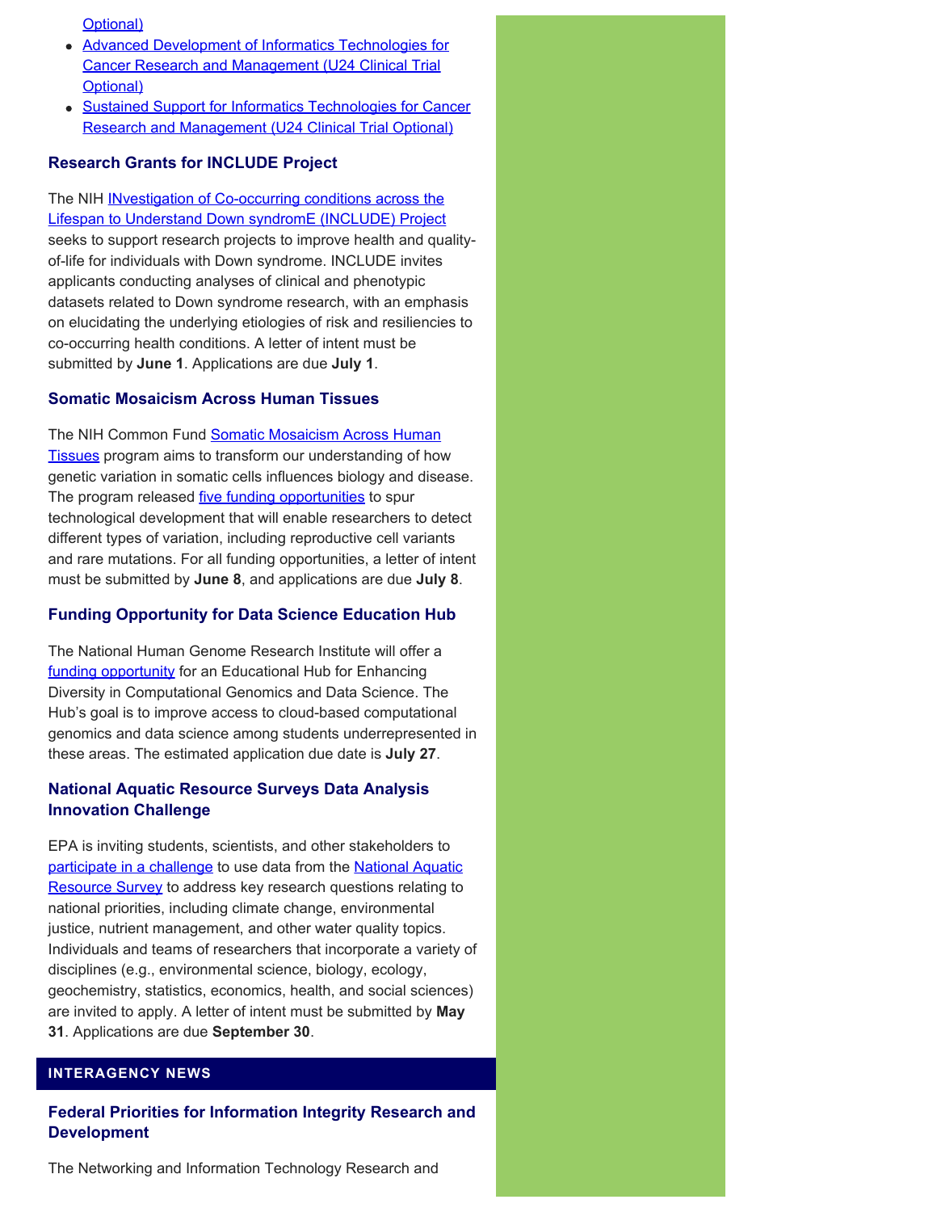Optional)

- Advanced Development of Informatics Technologies for Cancer Research and Management (U24 Clinical Trial Optional)
- Sustained Support for Informatics Technologies for Cancer Research and Management (U24 Clinical Trial Optional)

### Research Grants for INCLUDE Project

The NIH INvestigation of Co-occurring conditions across the Lifespan to Understand Down syndromE (INCLUDE) Project seeks to support research projects to improve health and quality-of-life for individuals with Down syndrome. INCLUDE invites applicants conducting analyses of clinical and phenotypic datasets related to Down syndrome research, with an emphasis on elucidating the underlying etiologies of risk and resiliencies to co-occurring health conditions. A letter of intent must be submitted by **June 1**. Applications are due **July 1**.

### Somatic Mosaicism Across Human Tissues

The NIH Common Fund Somatic Mosaicism Across Human Tissues program aims to transform our understanding of how genetic variation in somatic cells influences biology and disease. The program released five funding opportunities to spur technological development that will enable researchers to detect different types of variation, including reproductive cell variants and rare mutations. For all funding opportunities, a letter of intent must be submitted by **June 8**, and applications are due **July 8**.

### Funding Opportunity for Data Science Education Hub

The National Human Genome Research Institute will offer a funding opportunity for an Educational Hub for Enhancing Diversity in Computational Genomics and Data Science. The Hub's goal is to improve access to cloud-based computational genomics and data science among students underrepresented in these areas. The estimated application due date is **July 27**.

### National Aquatic Resource Surveys Data Analysis Innovation Challenge

EPA is inviting students, scientists, and other stakeholders to participate in a challenge to use data from the National Aquatic Resource Survey to address key research questions relating to national priorities, including climate change, environmental justice, nutrient management, and other water quality topics. Individuals and teams of researchers that incorporate a variety of disciplines (e.g., environmental science, biology, ecology, geochemistry, statistics, economics, health, and social sciences) are invited to apply. A letter of intent must be submitted by **May 31**. Applications are due **September 30**.

## INTERAGENCY NEWS

### Federal Priorities for Information Integrity Research and Development

The Networking and Information Technology Research and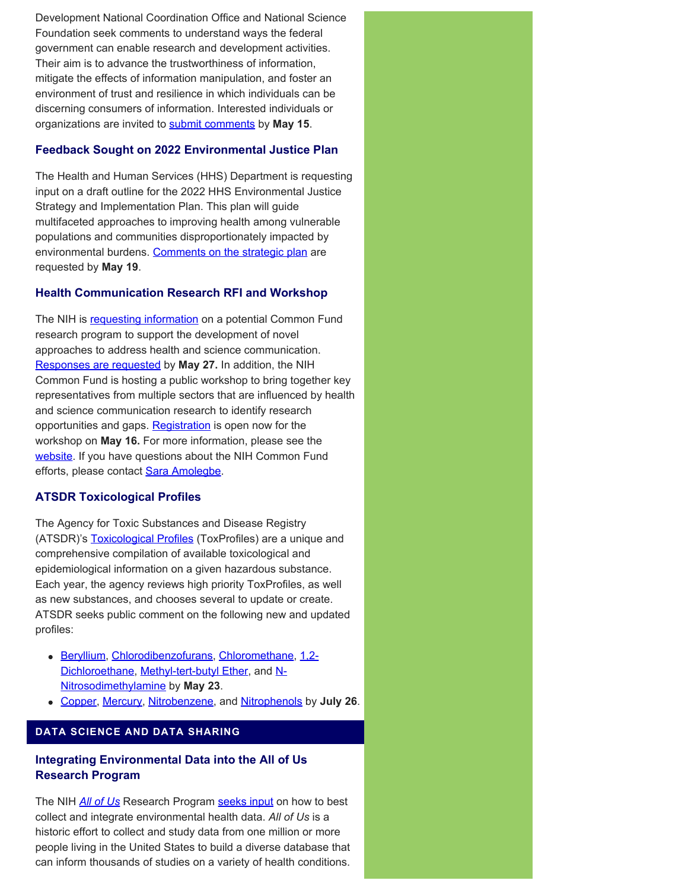Development National Coordination Office and National Science Foundation seek comments to understand ways the federal government can enable research and development activities. Their aim is to advance the trustworthiness of information, mitigate the effects of information manipulation, and foster an environment of trust and resilience in which individuals can be discerning consumers of information. Interested individuals or organizations are invited to submit comments by **May 15**.

### Feedback Sought on 2022 Environmental Justice Plan

The Health and Human Services (HHS) Department is requesting input on a draft outline for the 2022 HHS Environmental Justice Strategy and Implementation Plan. This plan will guide multifaceted approaches to improving health among vulnerable populations and communities disproportionately impacted by environmental burdens. Comments on the strategic plan are requested by **May 19**.

### Health Communication Research RFI and Workshop

The NIH is requesting information on a potential Common Fund research program to support the development of novel approaches to address health and science communication. Responses are requested by **May 27.** In addition, the NIH Common Fund is hosting a public workshop to bring together key representatives from multiple sectors that are influenced by health and science communication research to identify research opportunities and gaps. Registration is open now for the workshop on **May 16.** For more information, please see the website. If you have questions about the NIH Common Fund efforts, please contact Sara Amolegbe.

### ATSDR Toxicological Profiles

The Agency for Toxic Substances and Disease Registry (ATSDR)'s Toxicological Profiles (ToxProfiles) are a unique and comprehensive compilation of available toxicological and epidemiological information on a given hazardous substance. Each year, the agency reviews high priority ToxProfiles, as well as new substances, and chooses several to update or create. ATSDR seeks public comment on the following new and updated profiles:

- Beryllium, Chlorodibenzofurans, Chloromethane, 1,2-Dichloroethane, Methyl-tert-butyl Ether, and N-Nitrosodimethylamine by **May 23**.
- Copper, Mercury, Nitrobenzene, and Nitrophenols by **July 26**.

## DATA SCIENCE AND DATA SHARING

### Integrating Environmental Data into the All of Us Research Program

The NIH *All of Us* Research Program seeks input on how to best collect and integrate environmental health data. *All of Us* is a historic effort to collect and study data from one million or more people living in the United States to build a diverse database that can inform thousands of studies on a variety of health conditions.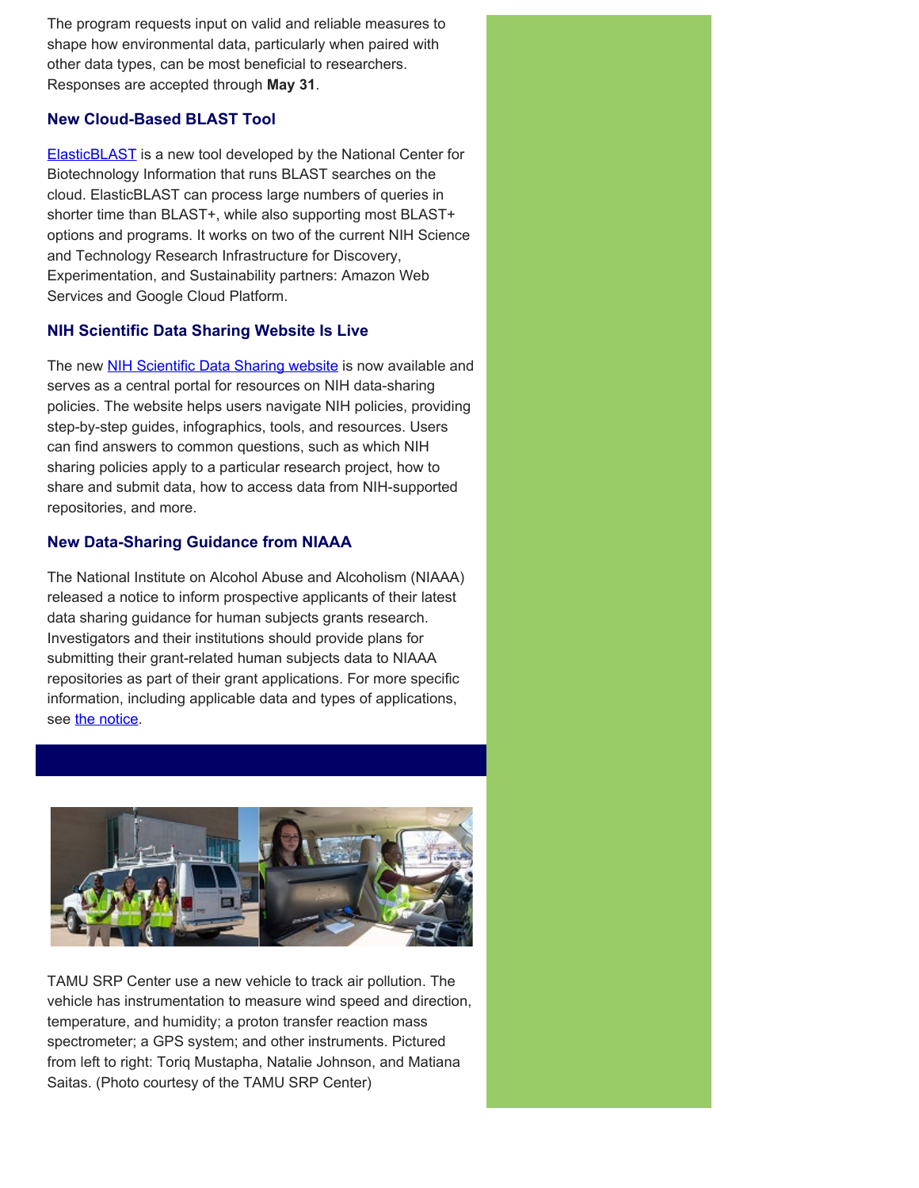The program requests input on valid and reliable measures to shape how environmental data, particularly when paired with other data types, can be most beneficial to researchers. Responses are accepted through **May 31**.

### New Cloud-Based BLAST Tool

ElasticBLAST is a new tool developed by the National Center for Biotechnology Information that runs BLAST searches on the cloud. ElasticBLAST can process large numbers of queries in shorter time than BLAST+, while also supporting most BLAST+ options and programs. It works on two of the current NIH Science and Technology Research Infrastructure for Discovery, Experimentation, and Sustainability partners: Amazon Web Services and Google Cloud Platform.

### NIH Scientific Data Sharing Website Is Live

The new NIH Scientific Data Sharing website is now available and serves as a central portal for resources on NIH data-sharing policies. The website helps users navigate NIH policies, providing step-by-step guides, infographics, tools, and resources. Users can find answers to common questions, such as which NIH sharing policies apply to a particular research project, how to share and submit data, how to access data from NIH-supported repositories, and more.

### New Data-Sharing Guidance from NIAAA

The National Institute on Alcohol Abuse and Alcoholism (NIAAA) released a notice to inform prospective applicants of their latest data sharing guidance for human subjects grants research. Investigators and their institutions should provide plans for submitting their grant-related human subjects data to NIAAA repositories as part of their grant applications. For more specific information, including applicable data and types of applications, see the notice.

TAMU SRP Center use a new vehicle to track air pollution. The vehicle has instrumentation to measure wind speed and direction, temperature, and humidity; a proton transfer reaction mass spectrometer; a GPS system; and other instruments. Pictured from left to right: Toriq Mustapha, Natalie Johnson, and Matiana Saitas. (Photo courtesy of the TAMU SRP Center)